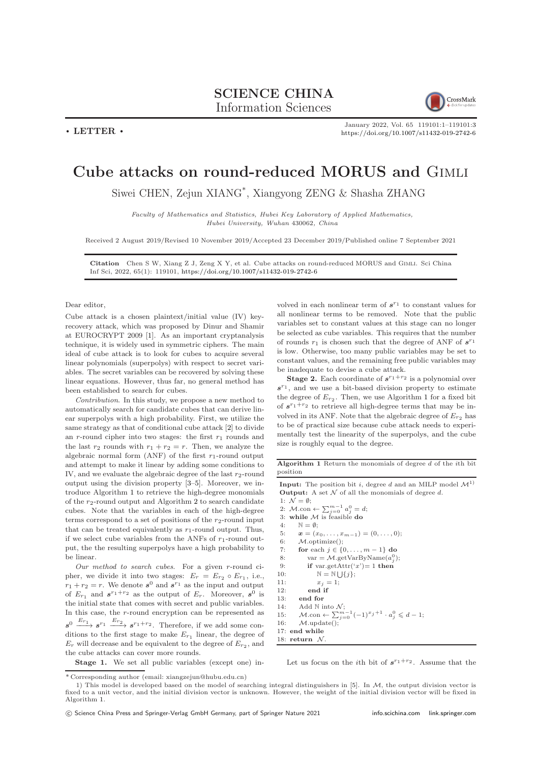**SCIENCE CHINA**
Information Sciences

• **LETTER** •

# Cube attacks on round-reduced MORUS and GIMLI

Siwei CHEN, Zejun XIANG*, Xiangyong ZENG & Shasha ZHANG

*Faculty of Mathematics and Statistics, Hubei Key Laboratory of Applied Mathematics, Hubei University, Wuhan 430062, China*

Received 2 August 2019/Revised 10 November 2019/Accepted 23 December 2019/Published online 7 September 2021

**Citation** Chen S W, Xiang Z J, Zeng X Y, et al. Cube attacks on round-reduced MORUS and GIMLI. Sci China Inf Sci, 2022, 65(1): 119101, https://doi.org/10.1007/s11432-019-2742-6

Dear editor,

Cube attack is a chosen plaintext/initial value (IV) key-recovery attack, which was proposed by Dinur and Shamir at EUROCRYPT 2009 [1]. As an important cryptanalysis technique, it is widely used in symmetric ciphers. The main ideal of cube attack is to look for cubes to acquire several linear polynomials (superpolys) with respect to secret variables. The secret variables can be recovered by solving these linear equations. However, thus far, no general method has been established to search for cubes.

*Contribution.* In this study, we propose a new method to automatically search for candidate cubes that can derive linear superpolys with a high probability. First, we utilize the same strategy as that of conditional cube attack [2] to divide an $r$-round cipher into two stages: the first $r_1$ rounds and the last $r_2$ rounds with $r_1 + r_2 = r$. Then, we analyze the algebraic normal form (ANF) of the first $r_1$-round output and attempt to make it linear by adding some conditions to IV, and we evaluate the algebraic degree of the last $r_2$-round output using the division property [3–5]. Moreover, we introduce Algorithm 1 to retrieve the high-degree monomials of the $r_2$-round output and Algorithm 2 to search candidate cubes. Note that the variables in each of the high-degree terms correspond to a set of positions of the $r_2$-round input that can be treated equivalently as $r_1$-round output. Thus, if we select cube variables from the ANFs of $r_1$-round output, the the resulting superpolys have a high probability to be linear.

*Our method to search cubes.* For a given $r$-round cipher, we divide it into two stages: $E_r = E_{r_2} \circ E_{r_1}$, i.e., $r_1 + r_2 = r$. We denote $\boldsymbol{s}^0$ and $\boldsymbol{s}^{r_1}$ as the input and output of $E_{r_1}$ and $\boldsymbol{s}^{r_1+r_2}$ as the output of $E_r$. Moreover, $\boldsymbol{s}^0$ is the initial state that comes with secret and public variables. In this case, the $r$-round encryption can be represented as $\boldsymbol{s}^0 \xrightarrow{E_{r_1}} \boldsymbol{s}^{r_1} \xrightarrow{E_{r_2}} \boldsymbol{s}^{r_1+r_2}$. Therefore, if we add some conditions to the first stage to make $E_{r_1}$ linear, the degree of $E_r$ will decrease and be equivalent to the degree of $E_{r_2}$, and the cube attacks can cover more rounds.

**Stage 1.** We set all public variables (except one) involved in each nonlinear term of $\boldsymbol{s}^{r_1}$ to constant values for all nonlinear terms to be removed. Note that the public variables set to constant values at this stage can no longer be selected as cube variables. This requires that the number of rounds $r_1$ is chosen such that the degree of ANF of $\boldsymbol{s}^{r_1}$ is low. Otherwise, too many public variables may be set to constant values, and the remaining free public variables may be inadequate to devise a cube attack.

**Stage 2.** Each coordinate of $\boldsymbol{s}^{r_1+r_2}$ is a polynomial over $\boldsymbol{s}^{r_1}$, and we use a bit-based division property to estimate the degree of $E_{r_2}$. Then, we use Algorithm 1 for a fixed bit of $\boldsymbol{s}^{r_1+r_2}$ to retrieve all high-degree terms that may be involved in its ANF. Note that the algebraic degree of $E_{r_2}$ has to be of practical size because cube attack needs to experimentally test the linearity of the superpolys, and the cube size is roughly equal to the degree.

**Algorithm 1** Return the monomials of degree $d$ of the $i$th bit position

**Input:** The position bit $i$, degree $d$ and an MILP model $\mathcal{M}$[1])
**Output:** A set $\mathcal{N}$ of all the monomials of degree $d$.

```
1: N = ∅;
2: M.con ← Σ_{j=0}^{m-1} a_j^0 = d;
3: while M is feasible do
4:     ℕ = ∅;
5:     x = (x_0, ..., x_{m-1}) = (0, ..., 0);
6:     M.optimize();
7:     for each j ∈ {0, ..., m-1} do
8:         var = M.getVarByName(a_j^0);
9:         if var.getAttr('x') = 1 then
10:            ℕ = ℕ ⋃ {j};
11:            x_j = 1;
12:        end if
13:    end for
14:    Add ℕ into N;
15:    M.con ← Σ_{j=0}^{m-1} (-1)^{x_j+1} · a_j^0 ⩽ d - 1;
16:    M.update();
17: end while
18: return N.
```

Let us focus on the $i$th bit of $\boldsymbol{s}^{r_1+r_2}$. Assume that the

---

\* Corresponding author (email: xiangzejun@hubu.edu.cn)

1) This model is developed based on the model of searching integral distinguishers in [5]. In $\mathcal{M}$, the output division vector is fixed to a unit vector, and the initial division vector is unknown. However, the weight of the initial division vector will be fixed in Algorithm 1.

© Science China Press and Springer-Verlag GmbH Germany, part of Springer Nature 2021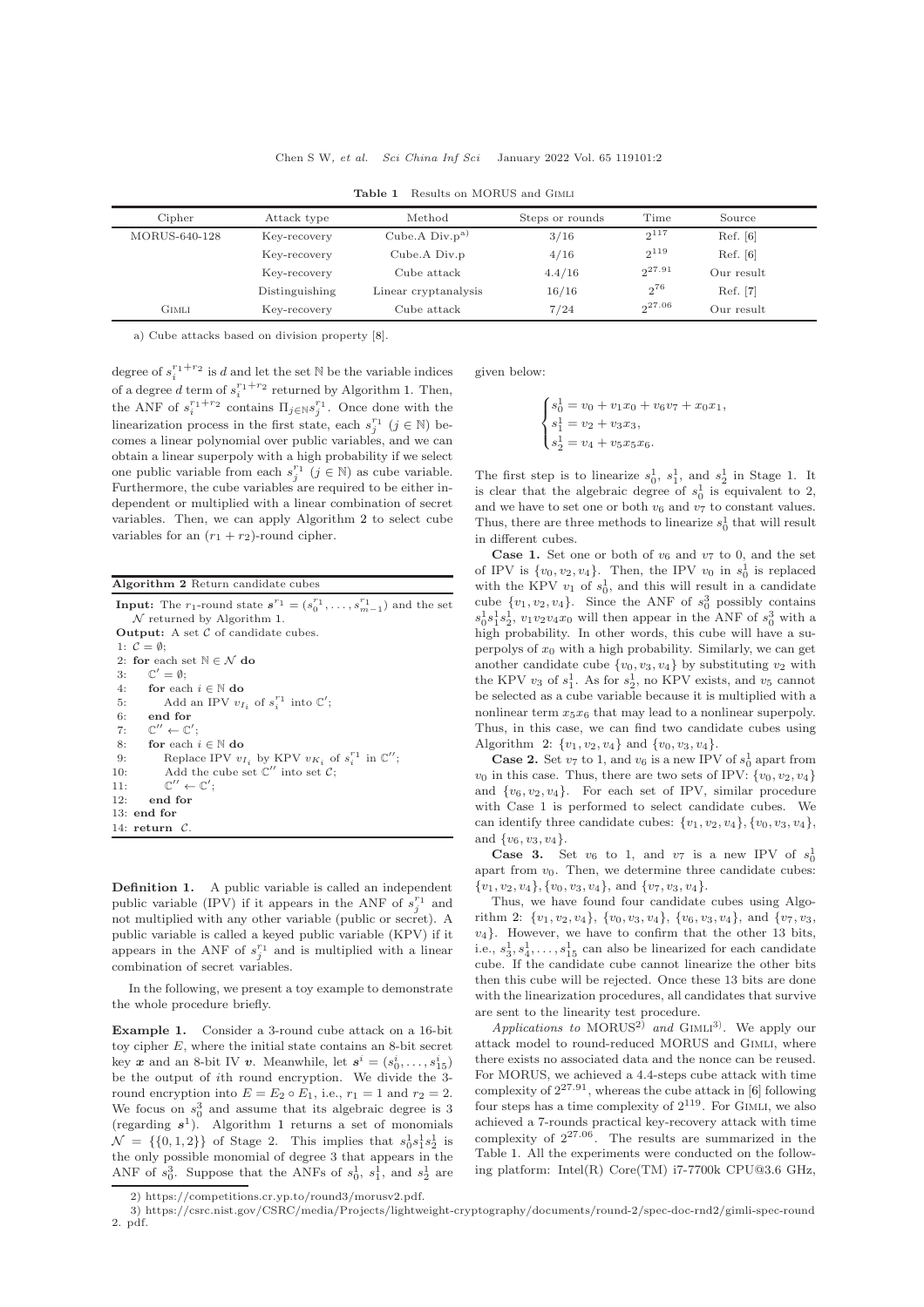**Table 1** Results on MORUS and GIMLI

| Cipher | Attack type | Method | Steps or rounds | Time | Source |
|---|---|---|---|---|---|
| MORUS-640-128 | Key-recovery | Cube.A Div.p[a)] | 3/16 | $2^{117}$ | Ref. [6] |
| | Key-recovery | Cube.A Div.p | 4/16 | $2^{119}$ | Ref. [6] |
| | Key-recovery | Cube attack | 4.4/16 | $2^{27.91}$ | Our result |
| | Distinguishing | Linear cryptanalysis | 16/16 | $2^{76}$ | Ref. [7] |
| GIMLI | Key-recovery | Cube attack | 7/24 | $2^{27.06}$ | Our result |

a) Cube attacks based on division property [8].

degree of $s_i^{r_1+r_2}$ is $d$ and let the set $\mathbb{N}$ be the variable indices of a degree $d$ term of $s_i^{r_1+r_2}$ returned by Algorithm 1. Then, the ANF of $s_i^{r_1+r_2}$ contains $\Pi_{j\in\mathbb{N}} s_j^{r_1}$. Once done with the linearization process in the first state, each $s_j^{r_1}$ ($j \in \mathbb{N}$) becomes a linear polynomial over public variables, and we can obtain a linear superpoly with a high probability if we select one public variable from each $s_j^{r_1}$ ($j \in \mathbb{N}$) as cube variable. Furthermore, the cube variables are required to be either independent or multiplied with a linear combination of secret variables. Then, we can apply Algorithm 2 to select cube variables for an $(r_1 + r_2)$-round cipher.

**Algorithm 2** Return candidate cubes

**Input:** The $r_1$-round state $\boldsymbol{s}^{r_1} = (s_0^{r_1}, \ldots, s_{m-1}^{r_1})$ and the set $\mathcal{N}$ returned by Algorithm 1.
**Output:** A set $\mathcal{C}$ of candidate cubes.

```
1: C = ∅;
2: for each set ℕ ∈ N do
3:    ℂ' = ∅;
4:    for each i ∈ ℕ do
5:       Add an IPV v_{I_i} of s_i^{r1} into ℂ';
6:    end for
7:    ℂ'' ← ℂ';
8:    for each i ∈ ℕ do
9:       Replace IPV v_{I_i} by KPV v_{K_i} of s_i^{r1} in ℂ'';
10:      Add the cube set ℂ'' into set C;
11:      ℂ'' ← ℂ';
12:   end for
13: end for
14: return C.
```

**Definition 1.** A public variable is called an independent public variable (IPV) if it appears in the ANF of $s_j^{r_1}$ and not multiplied with any other variable (public or secret). A public variable is called a keyed public variable (KPV) if it appears in the ANF of $s_j^{r_1}$ and is multiplied with a linear combination of secret variables.

In the following, we present a toy example to demonstrate the whole procedure briefly.

**Example 1.** Consider a 3-round cube attack on a 16-bit toy cipher $E$, where the initial state contains an 8-bit secret key $\boldsymbol{x}$ and an 8-bit IV $\boldsymbol{v}$. Meanwhile, let $\boldsymbol{s}^i = (s_0^i, \ldots, s_{15}^i)$ be the output of $i$th round encryption. We divide the 3-round encryption into $E = E_2 \circ E_1$, i.e., $r_1 = 1$ and $r_2 = 2$. We focus on $s_0^3$ and assume that its algebraic degree is 3 (regarding $\boldsymbol{s}^1$). Algorithm 1 returns a set of monomials $\mathcal{N} = \{\{0, 1, 2\}\}$ of Stage 2. This implies that $s_0^1 s_1^1 s_2^1$ is the only possible monomial of degree 3 that appears in the ANF of $s_0^3$. Suppose that the ANFs of $s_0^1$, $s_1^1$, and $s_2^1$ are given below:

$$\begin{cases} s_0^1 = v_0 + v_1 x_0 + v_6 v_7 + x_0 x_1, \\ s_1^1 = v_2 + v_3 x_3, \\ s_2^1 = v_4 + v_5 x_5 x_6. \end{cases}$$

The first step is to linearize $s_0^1$, $s_1^1$, and $s_2^1$ in Stage 1. It is clear that the algebraic degree of $s_0^1$ is equivalent to 2, and we have to set one or both $v_6$ and $v_7$ to constant values. Thus, there are three methods to linearize $s_0^1$ that will result in different cubes.

**Case 1.** Set one or both of $v_6$ and $v_7$ to 0, and the set of IPV is $\{v_0, v_2, v_4\}$. Then, the IPV $v_0$ in $s_0^1$ is replaced with the KPV $v_1$ of $s_0^1$, and this will result in a candidate cube $\{v_1, v_2, v_4\}$. Since the ANF of $s_0^3$ possibly contains $s_0^1 s_1^1 s_2^1$, $v_1 v_2 v_4 x_0$ will then appear in the ANF of $s_0^3$ with a high probability. In other words, this cube will have a superpolys of $x_0$ with a high probability. Similarly, we can get another candidate cube $\{v_0, v_3, v_4\}$ by substituting $v_2$ with the KPV $v_3$ of $s_1^1$. As for $s_2^1$, no KPV exists, and $v_5$ cannot be selected as a cube variable because it is multiplied with a nonlinear term $x_5 x_6$ that may lead to a nonlinear superpoly. Thus, in this case, we can find two candidate cubes using Algorithm 2: $\{v_1, v_2, v_4\}$ and $\{v_0, v_3, v_4\}$.

**Case 2.** Set $v_7$ to 1, and $v_6$ is a new IPV of $s_0^1$ apart from $v_0$ in this case. Thus, there are two sets of IPV: $\{v_0, v_2, v_4\}$ and $\{v_6, v_2, v_4\}$. For each set of IPV, similar procedure with Case 1 is performed to select candidate cubes. We can identify three candidate cubes: $\{v_1, v_2, v_4\}, \{v_0, v_3, v_4\}$, and $\{v_6, v_3, v_4\}$.

**Case 3.** Set $v_6$ to 1, and $v_7$ is a new IPV of $s_0^1$ apart from $v_0$. Then, we determine three candidate cubes: $\{v_1, v_2, v_4\}, \{v_0, v_3, v_4\}$, and $\{v_7, v_3, v_4\}$.

Thus, we have found four candidate cubes using Algorithm 2: $\{v_1, v_2, v_4\}$, $\{v_0, v_3, v_4\}$, $\{v_6, v_3, v_4\}$, and $\{v_7, v_3, v_4\}$. However, we have to confirm that the other 13 bits, i.e., $s_3^1, s_4^1, \ldots, s_{15}^1$ can also be linearized for each candidate cube. If the candidate cube cannot linearize the other bits then this cube will be rejected. Once these 13 bits are done with the linearization procedures, all candidates that survive are sent to the linearity test procedure.

*Applications to* MORUS[2)] *and* GIMLI[3)]. We apply our attack model to round-reduced MORUS and GIMLI, where there exists no associated data and the nonce can be reused. For MORUS, we achieved a 4.4-steps cube attack with time complexity of $2^{27.91}$, whereas the cube attack in [6] following four steps has a time complexity of $2^{119}$. For GIMLI, we also achieved a 7-rounds practical key-recovery attack with time complexity of $2^{27.06}$. The results are summarized in the Table 1. All the experiments were conducted on the following platform: Intel(R) Core(TM) i7-7700k CPU@3.6 GHz,

2) https://competitions.cr.yp.to/round3/morusv2.pdf.

3) https://csrc.nist.gov/CSRC/media/Projects/lightweight-cryptography/documents/round-2/spec-doc-rnd2/gimli-spec-round2.pdf.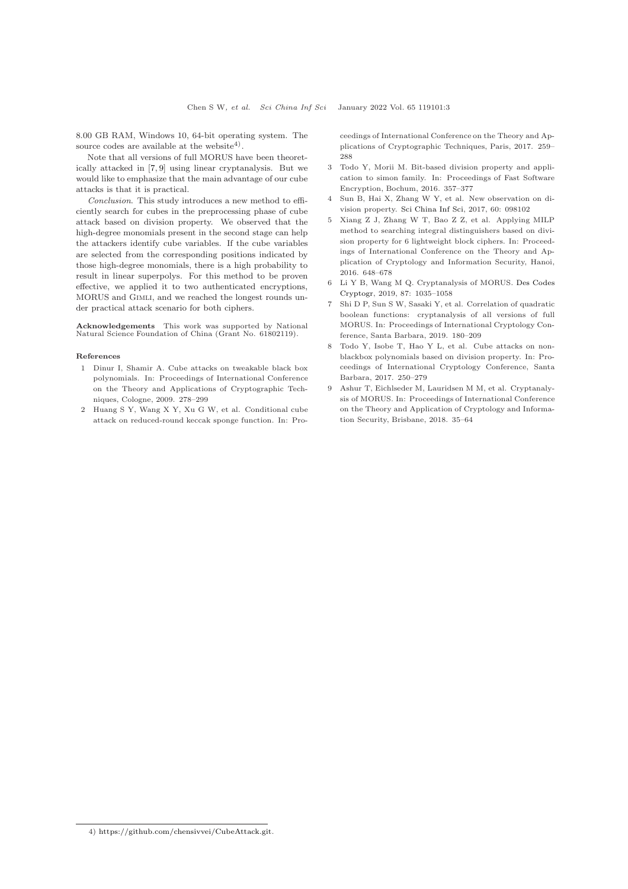8.00 GB RAM, Windows 10, 64-bit operating system. The source codes are available at the website[4].

Note that all versions of full MORUS have been theoretically attacked in [7, 9] using linear cryptanalysis. But we would like to emphasize that the main advantage of our cube attacks is that it is practical.

*Conclusion*. This study introduces a new method to efficiently search for cubes in the preprocessing phase of cube attack based on division property. We observed that the high-degree monomials present in the second stage can help the attackers identify cube variables. If the cube variables are selected from the corresponding positions indicated by those high-degree monomials, there is a high probability to result in linear superpolys. For this method to be proven effective, we applied it to two authenticated encryptions, MORUS and Gimli, and we reached the longest rounds under practical attack scenario for both ciphers.

**Acknowledgements** This work was supported by National Natural Science Foundation of China (Grant No. 61802119).

**References**

1. Dinur I, Shamir A. Cube attacks on tweakable black box polynomials. In: Proceedings of International Conference on the Theory and Applications of Cryptographic Techniques, Cologne, 2009. 278–299
2. Huang S Y, Wang X Y, Xu G W, et al. Conditional cube attack on reduced-round keccak sponge function. In: Proceedings of International Conference on the Theory and Applications of Cryptographic Techniques, Paris, 2017. 259–288
3. Todo Y, Morii M. Bit-based division property and application to simon family. In: Proceedings of Fast Software Encryption, Bochum, 2016. 357–377
4. Sun B, Hai X, Zhang W Y, et al. New observation on division property. Sci China Inf Sci, 2017, 60: 098102
5. Xiang Z J, Zhang W T, Bao Z Z, et al. Applying MILP method to searching integral distinguishers based on division property for 6 lightweight block ciphers. In: Proceedings of International Conference on the Theory and Application of Cryptology and Information Security, Hanoi, 2016. 648–678
6. Li Y B, Wang M Q. Cryptanalysis of MORUS. Des Codes Cryptogr, 2019, 87: 1035–1058
7. Shi D P, Sun S W, Sasaki Y, et al. Correlation of quadratic boolean functions: cryptanalysis of all versions of full MORUS. In: Proceedings of International Cryptology Conference, Santa Barbara, 2019. 180–209
8. Todo Y, Isobe T, Hao Y L, et al. Cube attacks on non-blackbox polynomials based on division property. In: Proceedings of International Cryptology Conference, Santa Barbara, 2017. 250–279
9. Ashur T, Eichlseder M, Lauridsen M M, et al. Cryptanalysis of MORUS. In: Proceedings of International Conference on the Theory and Application of Cryptology and Information Security, Brisbane, 2018. 35–64

4) https://github.com/chensivvei/CubeAttack.git.